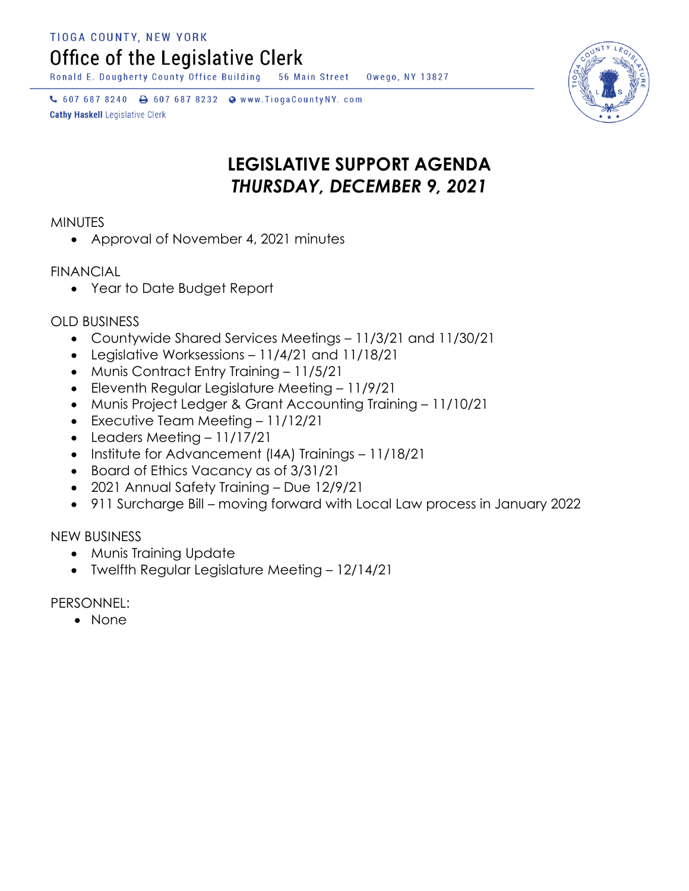TIOGA COUNTY, NEW YORK

Office of the Legislative Clerk

Ronald E. Dougherty County Office Building   56 Main Street   Owego, NY 13827

607 687 8240   607 687 8232   www.TiogaCountyNY. com

**Cathy Haskell** Legislative Clerk

# LEGISLATIVE SUPPORT AGENDA
## *THURSDAY, DECEMBER 9, 2021*

MINUTES

- Approval of November 4, 2021 minutes

FINANCIAL

- Year to Date Budget Report

OLD BUSINESS

- Countywide Shared Services Meetings – 11/3/21 and 11/30/21
- Legislative Worksessions – 11/4/21 and 11/18/21
- Munis Contract Entry Training – 11/5/21
- Eleventh Regular Legislature Meeting – 11/9/21
- Munis Project Ledger & Grant Accounting Training – 11/10/21
- Executive Team Meeting – 11/12/21
- Leaders Meeting – 11/17/21
- Institute for Advancement (I4A) Trainings – 11/18/21
- Board of Ethics Vacancy as of 3/31/21
- 2021 Annual Safety Training – Due 12/9/21
- 911 Surcharge Bill – moving forward with Local Law process in January 2022

NEW BUSINESS

- Munis Training Update
- Twelfth Regular Legislature Meeting – 12/14/21

PERSONNEL:

- None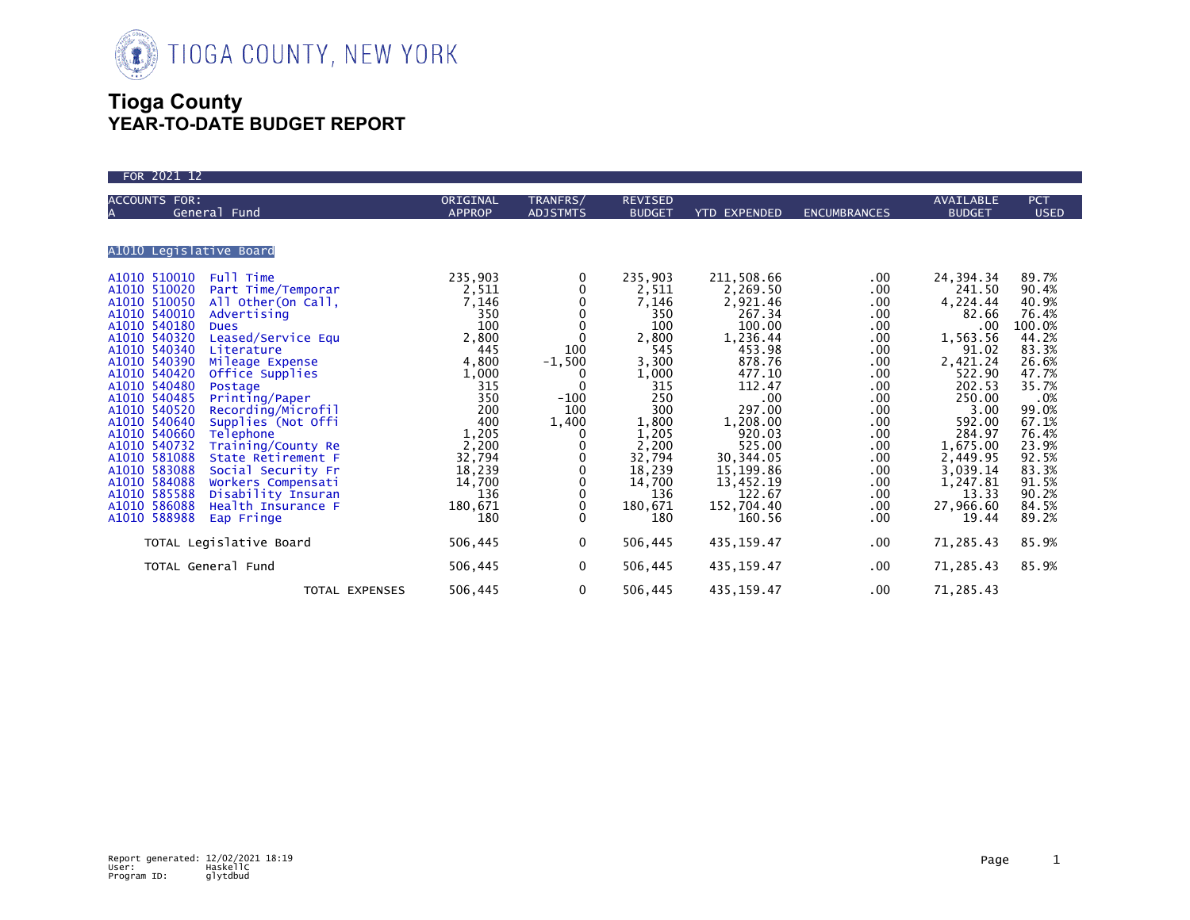TIOGA COUNTY, NEW YORK

# Tioga County
## YEAR-TO-DATE BUDGET REPORT

FOR 2021 12

| ACCOUNTS FOR: A General Fund | | ORIGINAL APPROP | TRANFRS/ ADJSTMTS | REVISED BUDGET | YTD EXPENDED | ENCUMBRANCES | AVAILABLE BUDGET | PCT USED |
|---|---|---|---|---|---|---|---|---|
| **A1010 Legislative Board** | | | | | | | | |
| A1010 510010 | Full Time | 235,903 | 0 | 235,903 | 211,508.66 | .00 | 24,394.34 | 89.7% |
| A1010 510020 | Part Time/Temporar | 2,511 | 0 | 2,511 | 2,269.50 | .00 | 241.50 | 90.4% |
| A1010 510050 | All Other(On Call, | 7,146 | 0 | 7,146 | 2,921.46 | .00 | 4,224.44 | 40.9% |
| A1010 540010 | Advertising | 350 | 0 | 350 | 267.34 | .00 | 82.66 | 76.4% |
| A1010 540180 | Dues | 100 | 0 | 100 | 100.00 | .00 | .00 | 100.0% |
| A1010 540320 | Leased/Service Equ | 2,800 | 0 | 2,800 | 1,236.44 | .00 | 1,563.56 | 44.2% |
| A1010 540340 | Literature | 445 | 100 | 545 | 453.98 | .00 | 91.02 | 83.3% |
| A1010 540390 | Mileage Expense | 4,800 | -1,500 | 3,300 | 878.76 | .00 | 2,421.24 | 26.6% |
| A1010 540420 | Office Supplies | 1,000 | 0 | 1,000 | 477.10 | .00 | 522.90 | 47.7% |
| A1010 540480 | Postage | 315 | 0 | 315 | 112.47 | .00 | 202.53 | 35.7% |
| A1010 540485 | Printing/Paper | 350 | -100 | 250 | .00 | .00 | 250.00 | .0% |
| A1010 540520 | Recording/Microfil | 200 | 100 | 300 | 297.00 | .00 | 3.00 | 99.0% |
| A1010 540640 | Supplies (Not Offi | 400 | 1,400 | 1,800 | 1,208.00 | .00 | 592.00 | 67.1% |
| A1010 540660 | Telephone | 1,205 | 0 | 1,205 | 920.03 | .00 | 284.97 | 76.4% |
| A1010 540732 | Training/County Re | 2,200 | 0 | 2,200 | 525.00 | .00 | 1,675.00 | 23.9% |
| A1010 581088 | State Retirement F | 32,794 | 0 | 32,794 | 30,344.05 | .00 | 2,449.95 | 92.5% |
| A1010 583088 | Social Security Fr | 18,239 | 0 | 18,239 | 15,199.86 | .00 | 3,039.14 | 83.3% |
| A1010 584088 | Workers Compensati | 14,700 | 0 | 14,700 | 13,452.19 | .00 | 1,247.81 | 91.5% |
| A1010 585588 | Disability Insuran | 136 | 0 | 136 | 122.67 | .00 | 13.33 | 90.2% |
| A1010 586088 | Health Insurance F | 180,671 | 0 | 180,671 | 152,704.40 | .00 | 27,966.60 | 84.5% |
| A1010 588988 | Eap Fringe | 180 | 0 | 180 | 160.56 | .00 | 19.44 | 89.2% |
| TOTAL Legislative Board | | 506,445 | 0 | 506,445 | 435,159.47 | .00 | 71,285.43 | 85.9% |
| TOTAL General Fund | | 506,445 | 0 | 506,445 | 435,159.47 | .00 | 71,285.43 | 85.9% |
| TOTAL EXPENSES | | 506,445 | 0 | 506,445 | 435,159.47 | .00 | 71,285.43 | |

Report generated: 12/02/2021 18:19
User: HaskellC
Program ID: glytdbud